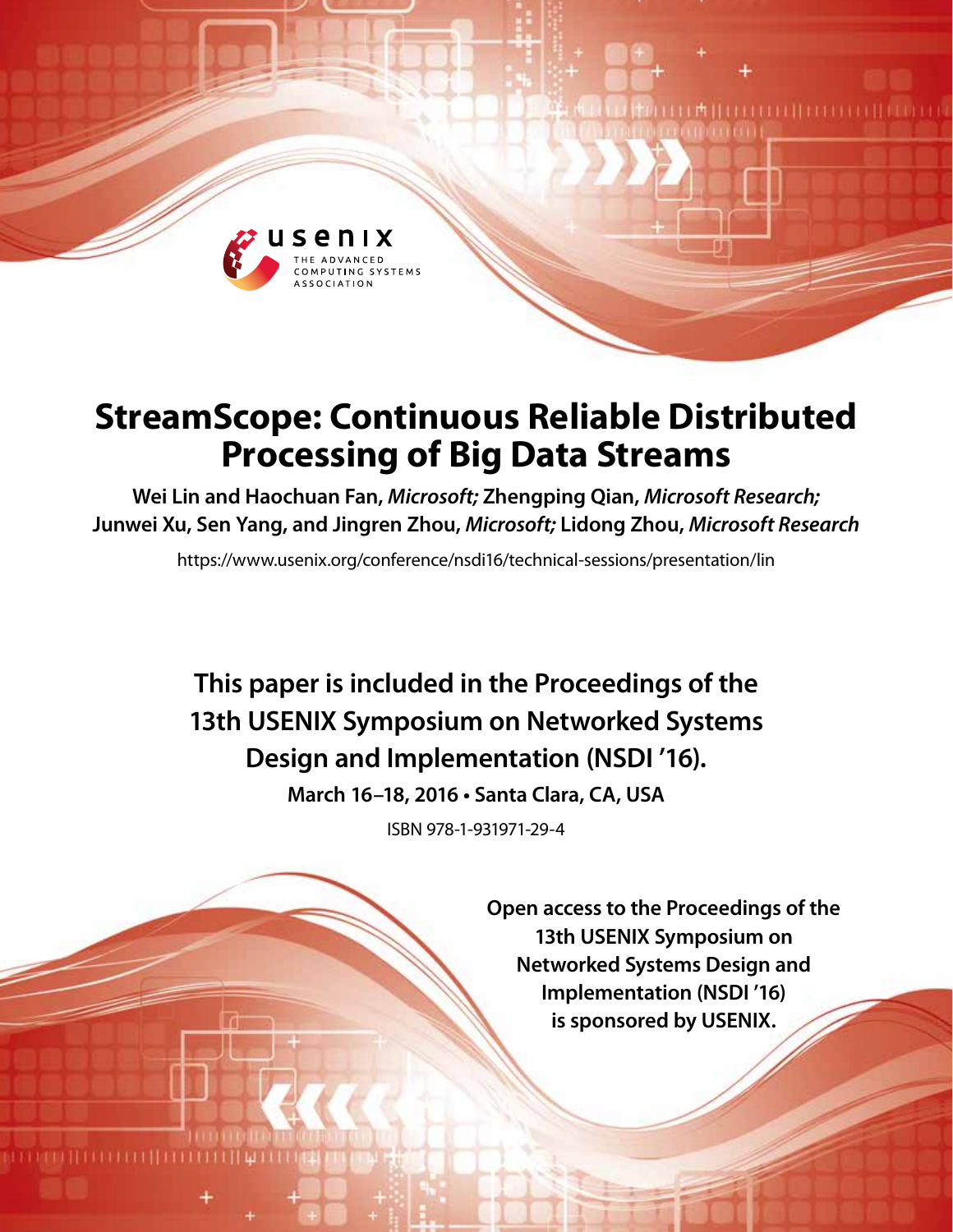# StreamScope: Continuous Reliable Distributed Processing of Big Data Streams

**Wei Lin and Haochuan Fan,** ***Microsoft;*** **Zhengping Qian,** ***Microsoft Research;*** **Junwei Xu, Sen Yang, and Jingren Zhou,** ***Microsoft;*** **Lidong Zhou,** ***Microsoft Research***

https://www.usenix.org/conference/nsdi16/technical-sessions/presentation/lin

**This paper is included in the Proceedings of the 13th USENIX Symposium on Networked Systems Design and Implementation (NSDI '16).**

**March 16–18, 2016 • Santa Clara, CA, USA**

ISBN 978-1-931971-29-4

**Open access to the Proceedings of the 13th USENIX Symposium on Networked Systems Design and Implementation (NSDI '16) is sponsored by USENIX.**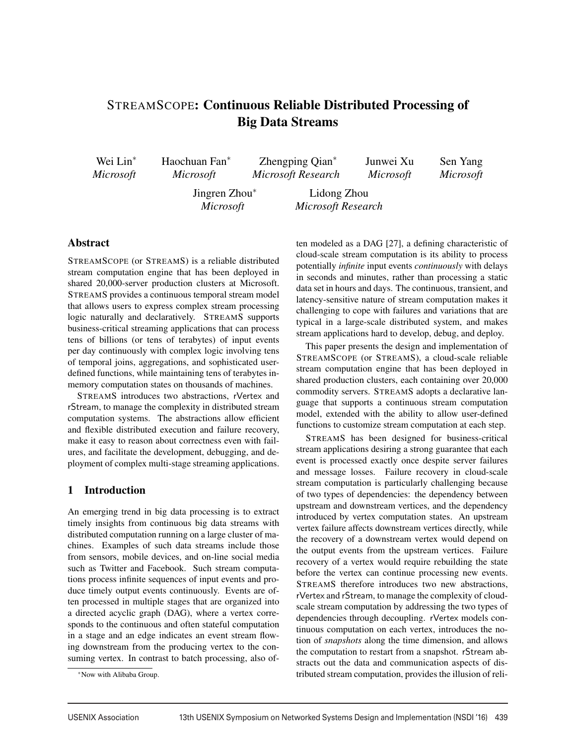# StreamScope: Continuous Reliable Distributed Processing of Big Data Streams

Wei Lin* *Microsoft*  
Haochuan Fan* *Microsoft*  
Zhengping Qian* *Microsoft Research*  
Junwei Xu *Microsoft*  
Sen Yang *Microsoft*  
Jingren Zhou* *Microsoft*  
Lidong Zhou *Microsoft Research*

## Abstract

StreamScope (or StreamS) is a reliable distributed stream computation engine that has been deployed in shared 20,000-server production clusters at Microsoft. StreamS provides a continuous temporal stream model that allows users to express complex stream processing logic naturally and declaratively. StreamS supports business-critical streaming applications that can process tens of billions (or tens of terabytes) of input events per day continuously with complex logic involving tens of temporal joins, aggregations, and sophisticated user-defined functions, while maintaining tens of terabytes in-memory computation states on thousands of machines.

StreamS introduces two abstractions, rVertex and rStream, to manage the complexity in distributed stream computation systems. The abstractions allow efficient and flexible distributed execution and failure recovery, make it easy to reason about correctness even with failures, and facilitate the development, debugging, and deployment of complex multi-stage streaming applications.

## 1 Introduction

An emerging trend in big data processing is to extract timely insights from continuous big data streams with distributed computation running on a large cluster of machines. Examples of such data streams include those from sensors, mobile devices, and on-line social media such as Twitter and Facebook. Such stream computations process infinite sequences of input events and produce timely output events continuously. Events are often processed in multiple stages that are organized into a directed acyclic graph (DAG), where a vertex corresponds to the continuous and often stateful computation in a stage and an edge indicates an event stream flowing downstream from the producing vertex to the consuming vertex. In contrast to batch processing, also often modeled as a DAG [27], a defining characteristic of cloud-scale stream computation is its ability to process potentially *infinite* input events *continuously* with delays in seconds and minutes, rather than processing a static data set in hours and days. The continuous, transient, and latency-sensitive nature of stream computation makes it challenging to cope with failures and variations that are typical in a large-scale distributed system, and makes stream applications hard to develop, debug, and deploy.

This paper presents the design and implementation of StreamScope (or StreamS), a cloud-scale reliable stream computation engine that has been deployed in shared production clusters, each containing over 20,000 commodity servers. StreamS adopts a declarative language that supports a continuous stream computation model, extended with the ability to allow user-defined functions to customize stream computation at each step.

StreamS has been designed for business-critical stream applications desiring a strong guarantee that each event is processed exactly once despite server failures and message losses. Failure recovery in cloud-scale stream computation is particularly challenging because of two types of dependencies: the dependency between upstream and downstream vertices, and the dependency introduced by vertex computation states. An upstream vertex failure affects downstream vertices directly, while the recovery of a downstream vertex would depend on the output events from the upstream vertices. Failure recovery of a vertex would require rebuilding the state before the vertex can continue processing new events. StreamS therefore introduces two new abstractions, rVertex and rStream, to manage the complexity of cloud-scale stream computation by addressing the two types of dependencies through decoupling. rVertex models continuous computation on each vertex, introduces the notion of *snapshots* along the time dimension, and allows the computation to restart from a snapshot. rStream abstracts out the data and communication aspects of distributed stream computation, provides the illusion of reli-

*Now with Alibaba Group.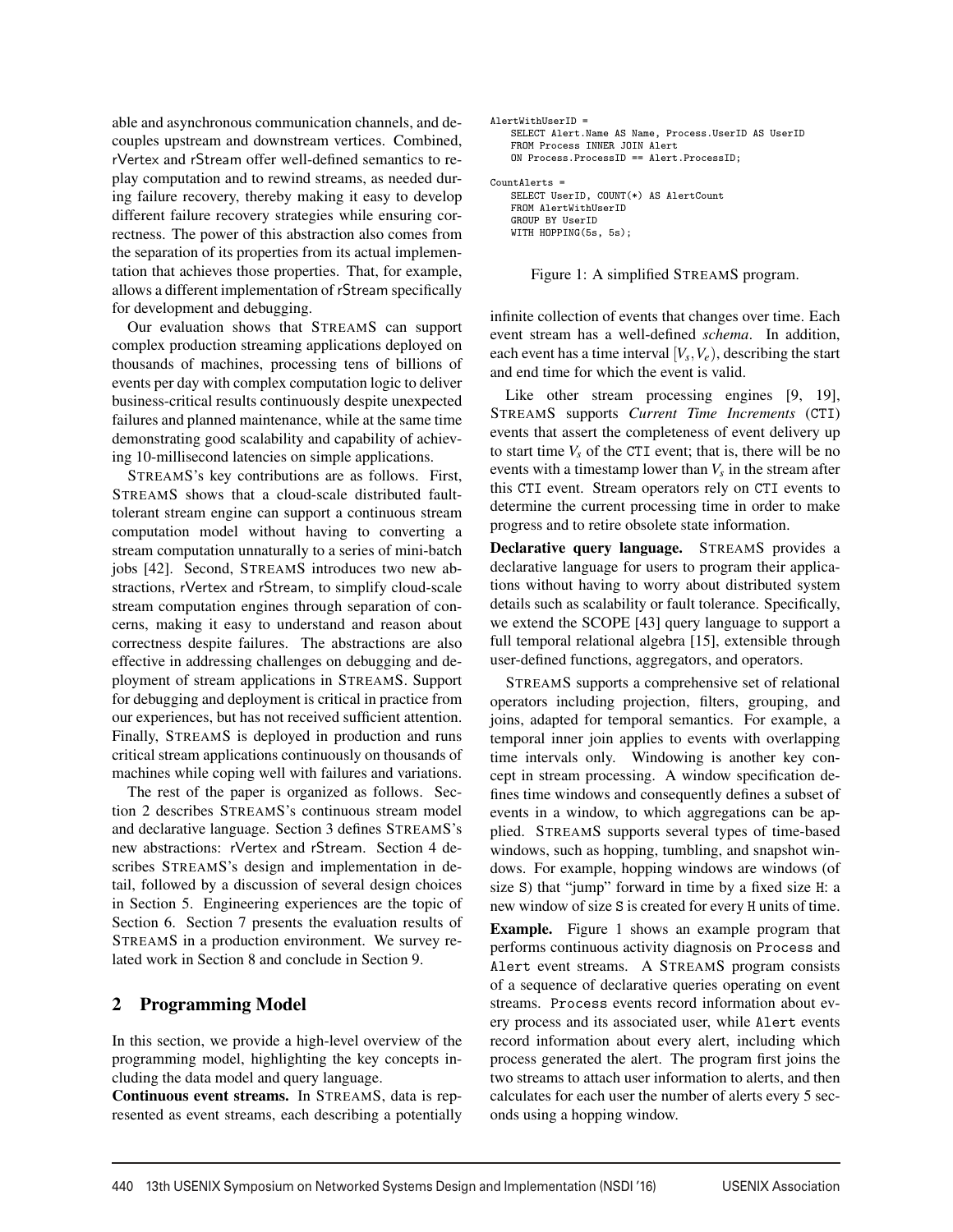able and asynchronous communication channels, and decouples upstream and downstream vertices. Combined, rVertex and rStream offer well-defined semantics to replay computation and to rewind streams, as needed during failure recovery, thereby making it easy to develop different failure recovery strategies while ensuring correctness. The power of this abstraction also comes from the separation of its properties from its actual implementation that achieves those properties. That, for example, allows a different implementation of rStream specifically for development and debugging.

Our evaluation shows that STREAMS can support complex production streaming applications deployed on thousands of machines, processing tens of billions of events per day with complex computation logic to deliver business-critical results continuously despite unexpected failures and planned maintenance, while at the same time demonstrating good scalability and capability of achieving 10-millisecond latencies on simple applications.

STREAMS's key contributions are as follows. First, STREAMS shows that a cloud-scale distributed fault-tolerant stream engine can support a continuous stream computation model without having to converting a stream computation unnaturally to a series of mini-batch jobs [42]. Second, STREAMS introduces two new abstractions, rVertex and rStream, to simplify cloud-scale stream computation engines through separation of concerns, making it easy to understand and reason about correctness despite failures. The abstractions are also effective in addressing challenges on debugging and deployment of stream applications in STREAMS. Support for debugging and deployment is critical in practice from our experiences, but has not received sufficient attention. Finally, STREAMS is deployed in production and runs critical stream applications continuously on thousands of machines while coping well with failures and variations.

The rest of the paper is organized as follows. Section 2 describes STREAMS's continuous stream model and declarative language. Section 3 defines STREAMS's new abstractions: rVertex and rStream. Section 4 describes STREAMS's design and implementation in detail, followed by a discussion of several design choices in Section 5. Engineering experiences are the topic of Section 6. Section 7 presents the evaluation results of STREAMS in a production environment. We survey related work in Section 8 and conclude in Section 9.

## 2 Programming Model

In this section, we provide a high-level overview of the programming model, highlighting the key concepts including the data model and query language.

**Continuous event streams.** In STREAMS, data is represented as event streams, each describing a potentially infinite collection of events that changes over time. Each event stream has a well-defined *schema*. In addition, each event has a time interval $[V_s, V_e)$, describing the start and end time for which the event is valid.

```
AlertWithUserID =
    SELECT Alert.Name AS Name, Process.UserID AS UserID
    FROM Process INNER JOIN Alert
    ON Process.ProcessID == Alert.ProcessID;

CountAlerts =
    SELECT UserID, COUNT(*) AS AlertCount
    FROM AlertWithUserID
    GROUP BY UserID
    WITH HOPPING(5s, 5s);
```

Figure 1: A simplified STREAMS program.

Like other stream processing engines [9, 19], STREAMS supports *Current Time Increments* (CTI) events that assert the completeness of event delivery up to start time $V_s$ of the CTI event; that is, there will be no events with a timestamp lower than $V_s$ in the stream after this CTI event. Stream operators rely on CTI events to determine the current processing time in order to make progress and to retire obsolete state information.

**Declarative query language.** STREAMS provides a declarative language for users to program their applications without having to worry about distributed system details such as scalability or fault tolerance. Specifically, we extend the SCOPE [43] query language to support a full temporal relational algebra [15], extensible through user-defined functions, aggregators, and operators.

STREAMS supports a comprehensive set of relational operators including projection, filters, grouping, and joins, adapted for temporal semantics. For example, a temporal inner join applies to events with overlapping time intervals only. Windowing is another key concept in stream processing. A window specification defines time windows and consequently defines a subset of events in a window, to which aggregations can be applied. STREAMS supports several types of time-based windows, such as hopping, tumbling, and snapshot windows. For example, hopping windows are windows (of size S) that "jump" forward in time by a fixed size H: a new window of size S is created for every H units of time.

**Example.** Figure 1 shows an example program that performs continuous activity diagnosis on Process and Alert event streams. A STREAMS program consists of a sequence of declarative queries operating on event streams. Process events record information about every process and its associated user, while Alert events record information about every alert, including which process generated the alert. The program first joins the two streams to attach user information to alerts, and then calculates for each user the number of alerts every 5 seconds using a hopping window.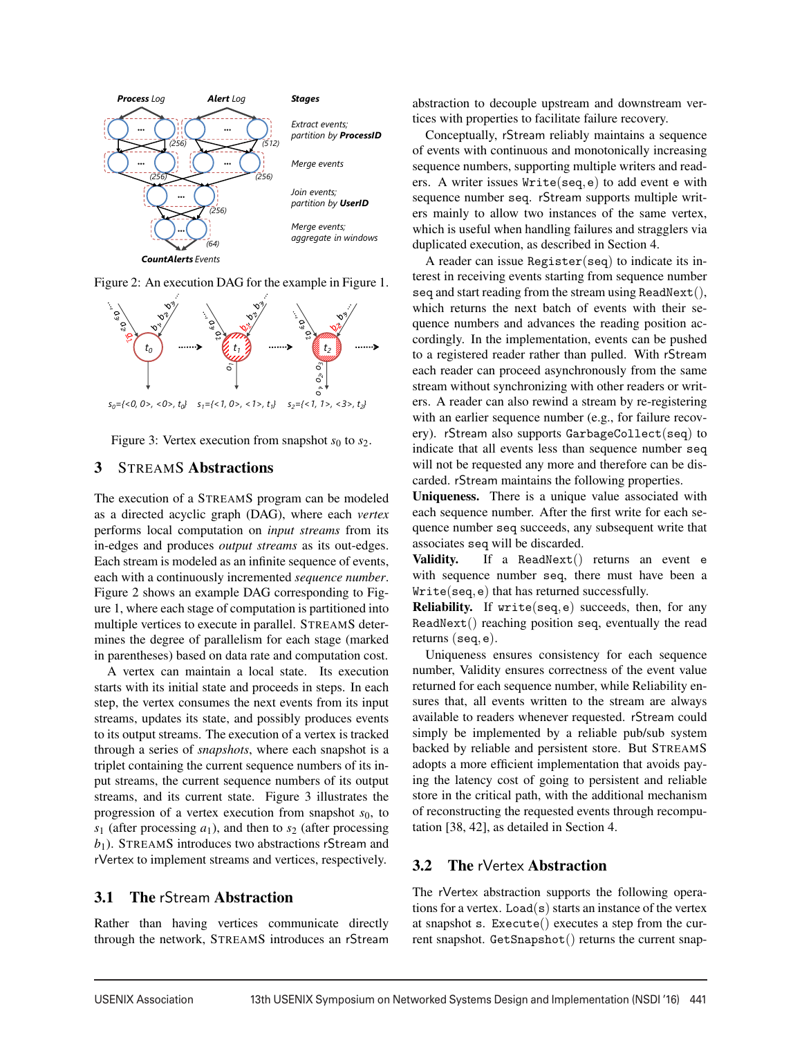Figure 2: An execution DAG for the example in Figure 1.

Figure 3: Vertex execution from snapshot $s_0$ to $s_2$.

## 3 STREAMS Abstractions

The execution of a STREAMS program can be modeled as a directed acyclic graph (DAG), where each *vertex* performs local computation on *input streams* from its in-edges and produces *output streams* as its out-edges. Each stream is modeled as an infinite sequence of events, each with a continuously incremented *sequence number*. Figure 2 shows an example DAG corresponding to Figure 1, where each stage of computation is partitioned into multiple vertices to execute in parallel. STREAMS determines the degree of parallelism for each stage (marked in parentheses) based on data rate and computation cost.

A vertex can maintain a local state. Its execution starts with its initial state and proceeds in steps. In each step, the vertex consumes the next events from its input streams, updates its state, and possibly produces events to its output streams. The execution of a vertex is tracked through a series of *snapshots*, where each snapshot is a triplet containing the current sequence numbers of its input streams, the current sequence numbers of its output streams, and its current state. Figure 3 illustrates the progression of a vertex execution from snapshot $s_0$, to $s_1$ (after processing $a_1$), and then to $s_2$ (after processing $b_1$). STREAMS introduces two abstractions rStream and rVertex to implement streams and vertices, respectively.

### 3.1 The rStream Abstraction

Rather than having vertices communicate directly through the network, STREAMS introduces an rStream abstraction to decouple upstream and downstream vertices with properties to facilitate failure recovery.

Conceptually, rStream reliably maintains a sequence of events with continuous and monotonically increasing sequence numbers, supporting multiple writers and readers. A writer issues `Write(seq, e)` to add event `e` with sequence number `seq`. rStream supports multiple writers mainly to allow two instances of the same vertex, which is useful when handling failures and stragglers via duplicated execution, as described in Section 4.

A reader can issue `Register(seq)` to indicate its interest in receiving events starting from sequence number `seq` and start reading from the stream using `ReadNext()`, which returns the next batch of events with their sequence numbers and advances the reading position accordingly. In the implementation, events can be pushed to a registered reader rather than pulled. With rStream each reader can proceed asynchronously from the same stream without synchronizing with other readers or writers. A reader can also rewind a stream by re-registering with an earlier sequence number (e.g., for failure recovery). rStream also supports `GarbageCollect(seq)` to indicate that all events less than sequence number `seq` will not be requested any more and therefore can be discarded. rStream maintains the following properties.

**Uniqueness.** There is a unique value associated with each sequence number. After the first write for each sequence number `seq` succeeds, any subsequent write that associates `seq` will be discarded.

**Validity.** If a `ReadNext()` returns an event `e` with sequence number `seq`, there must have been a `Write(seq, e)` that has returned successfully.

**Reliability.** If `write(seq, e)` succeeds, then, for any `ReadNext()` reaching position `seq`, eventually the read returns `(seq, e)`.

Uniqueness ensures consistency for each sequence number, Validity ensures correctness of the event value returned for each sequence number, while Reliability ensures that, all events written to the stream are always available to readers whenever requested. rStream could simply be implemented by a reliable pub/sub system backed by reliable and persistent store. But STREAMS adopts a more efficient implementation that avoids paying the latency cost of going to persistent and reliable store in the critical path, with the additional mechanism of reconstructing the requested events through recomputation [38, 42], as detailed in Section 4.

### 3.2 The rVertex Abstraction

The rVertex abstraction supports the following operations for a vertex. `Load(s)` starts an instance of the vertex at snapshot `s`. `Execute()` executes a step from the current snapshot. `GetSnapshot()` returns the current snap-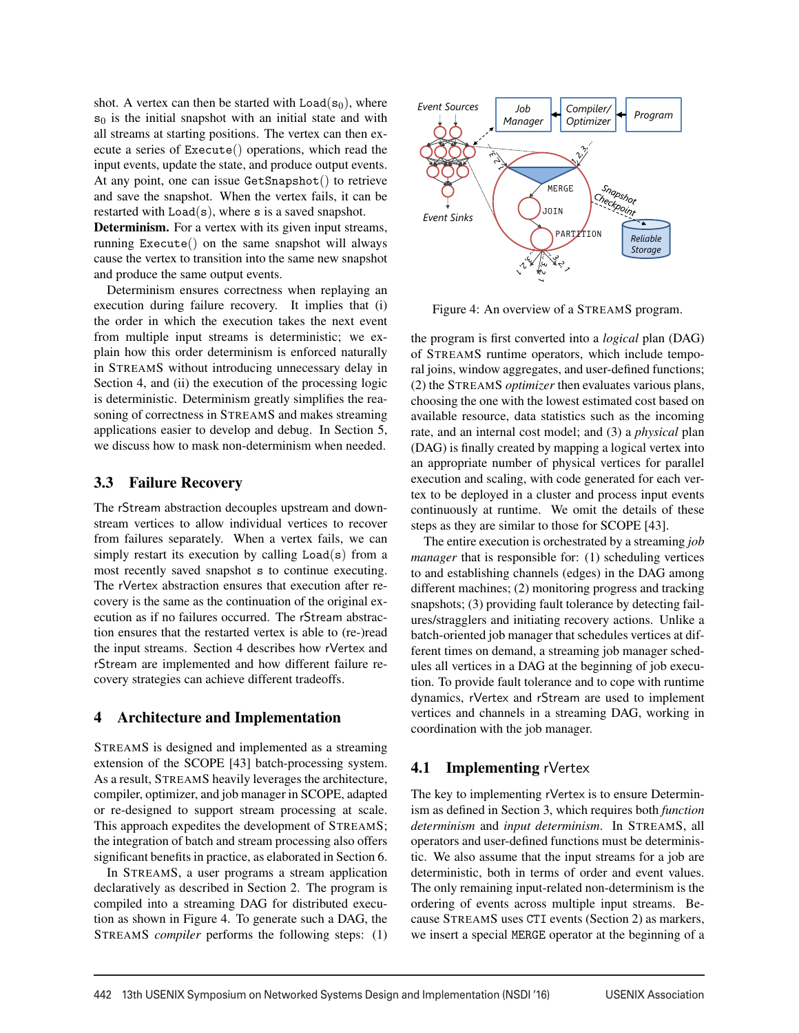shot. A vertex can then be started with Load($s_0$), where $s_0$ is the initial snapshot with an initial state and with all streams at starting positions. The vertex can then execute a series of Execute() operations, which read the input events, update the state, and produce output events. At any point, one can issue GetSnapshot() to retrieve and save the snapshot. When the vertex fails, it can be restarted with Load(s), where s is a saved snapshot.

**Determinism.** For a vertex with its given input streams, running Execute() on the same snapshot will always cause the vertex to transition into the same new snapshot and produce the same output events.

Determinism ensures correctness when replaying an execution during failure recovery. It implies that (i) the order in which the execution takes the next event from multiple input streams is deterministic; we explain how this order determinism is enforced naturally in STREAMS without introducing unnecessary delay in Section 4, and (ii) the execution of the processing logic is deterministic. Determinism greatly simplifies the reasoning of correctness in STREAMS and makes streaming applications easier to develop and debug. In Section 5, we discuss how to mask non-determinism when needed.

## 3.3 Failure Recovery

The rStream abstraction decouples upstream and downstream vertices to allow individual vertices to recover from failures separately. When a vertex fails, we can simply restart its execution by calling Load(s) from a most recently saved snapshot s to continue executing. The rVertex abstraction ensures that execution after recovery is the same as the continuation of the original execution as if no failures occurred. The rStream abstraction ensures that the restarted vertex is able to (re-)read the input streams. Section 4 describes how rVertex and rStream are implemented and how different failure recovery strategies can achieve different tradeoffs.

# 4 Architecture and Implementation

STREAMS is designed and implemented as a streaming extension of the SCOPE [43] batch-processing system. As a result, STREAMS heavily leverages the architecture, compiler, optimizer, and job manager in SCOPE, adapted or re-designed to support stream processing at scale. This approach expedites the development of STREAMS; the integration of batch and stream processing also offers significant benefits in practice, as elaborated in Section 6.

In STREAMS, a user programs a stream application declaratively as described in Section 2. The program is compiled into a streaming DAG for distributed execution as shown in Figure 4. To generate such a DAG, the STREAMS *compiler* performs the following steps: (1) the program is first converted into a *logical* plan (DAG) of STREAMS runtime operators, which include temporal joins, window aggregates, and user-defined functions; (2) the STREAMS *optimizer* then evaluates various plans, choosing the one with the lowest estimated cost based on available resource, data statistics such as the incoming rate, and an internal cost model; and (3) a *physical* plan (DAG) is finally created by mapping a logical vertex into an appropriate number of physical vertices for parallel execution and scaling, with code generated for each vertex to be deployed in a cluster and process input events continuously at runtime. We omit the details of these steps as they are similar to those for SCOPE [43].

Figure 4: An overview of a STREAMS program.

The entire execution is orchestrated by a streaming *job manager* that is responsible for: (1) scheduling vertices to and establishing channels (edges) in the DAG among different machines; (2) monitoring progress and tracking snapshots; (3) providing fault tolerance by detecting failures/stragglers and initiating recovery actions. Unlike a batch-oriented job manager that schedules vertices at different times on demand, a streaming job manager schedules all vertices in a DAG at the beginning of job execution. To provide fault tolerance and to cope with runtime dynamics, rVertex and rStream are used to implement vertices and channels in a streaming DAG, working in coordination with the job manager.

## 4.1 Implementing rVertex

The key to implementing rVertex is to ensure Determinism as defined in Section 3, which requires both *function determinism* and *input determinism*. In STREAMS, all operators and user-defined functions must be deterministic. We also assume that the input streams for a job are deterministic, both in terms of order and event values. The only remaining input-related non-determinism is the ordering of events across multiple input streams. Because STREAMS uses CTI events (Section 2) as markers, we insert a special MERGE operator at the beginning of a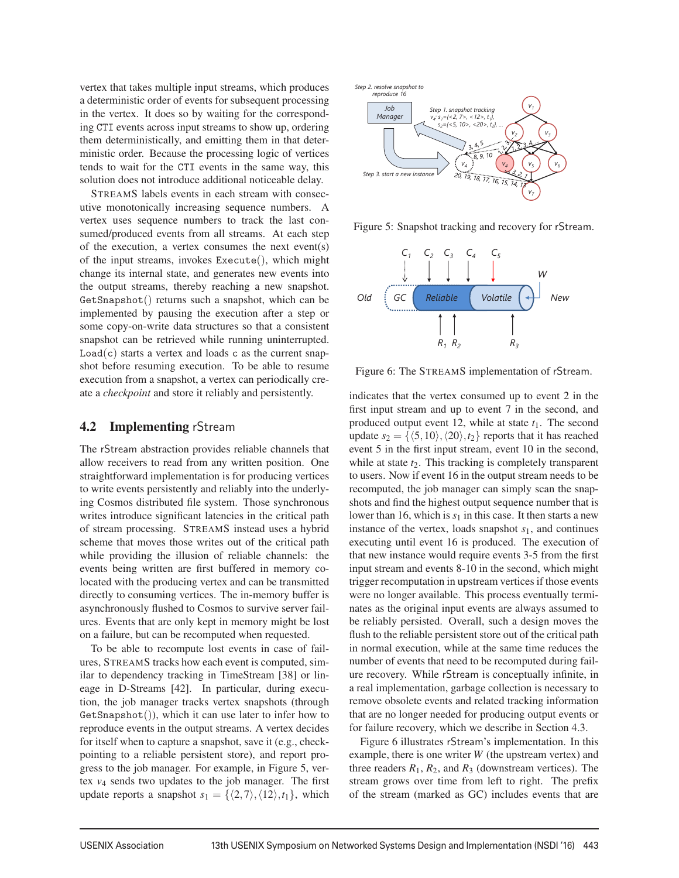vertex that takes multiple input streams, which produces a deterministic order of events for subsequent processing in the vertex. It does so by waiting for the corresponding CTI events across input streams to show up, ordering them deterministically, and emitting them in that deterministic order. Because the processing logic of vertices tends to wait for the CTI events in the same way, this solution does not introduce additional noticeable delay.

STREAMS labels events in each stream with consecutive monotonically increasing sequence numbers. A vertex uses sequence numbers to track the last consumed/produced events from all streams. At each step of the execution, a vertex consumes the next event(s) of the input streams, invokes `Execute()`, which might change its internal state, and generates new events into the output streams, thereby reaching a new snapshot. `GetSnapshot()` returns such a snapshot, which can be implemented by pausing the execution after a step or some copy-on-write data structures so that a consistent snapshot can be retrieved while running uninterrupted. `Load(c)` starts a vertex and loads `c` as the current snapshot before resuming execution. To be able to resume execution from a snapshot, a vertex can periodically create a *checkpoint* and store it reliably and persistently.

## 4.2 Implementing rStream

The rStream abstraction provides reliable channels that allow receivers to read from any written position. One straightforward implementation is for producing vertices to write events persistently and reliably into the underlying Cosmos distributed file system. Those synchronous writes introduce significant latencies in the critical path of stream processing. STREAMS instead uses a hybrid scheme that moves those writes out of the critical path while providing the illusion of reliable channels: the events being written are first buffered in memory co-located with the producing vertex and can be transmitted directly to consuming vertices. The in-memory buffer is asynchronously flushed to Cosmos to survive server failures. Events that are only kept in memory might be lost on a failure, but can be recomputed when requested.

To be able to recompute lost events in case of failures, STREAMS tracks how each event is computed, similar to dependency tracking in TimeStream [38] or lineage in D-Streams [42]. In particular, during execution, the job manager tracks vertex snapshots (through `GetSnapshot()`), which it can use later to infer how to reproduce events in the output streams. A vertex decides for itself when to capture a snapshot, save it (e.g., checkpointing to a reliable persistent store), and report progress to the job manager. For example, in Figure 5, vertex $v_4$ sends two updates to the job manager. The first update reports a snapshot $s_1 = \{\langle 2,7\rangle, \langle 12\rangle, t_1\}$, which indicates that the vertex consumed up to event 2 in the first input stream and up to event 7 in the second, and produced output event 12, while at state $t_1$. The second update $s_2 = \{\langle 5,10\rangle, \langle 20\rangle, t_2\}$ reports that it has reached event 5 in the first input stream, event 10 in the second, while at state $t_2$. This tracking is completely transparent to users. Now if event 16 in the output stream needs to be recomputed, the job manager can simply scan the snapshots and find the highest output sequence number that is lower than 16, which is $s_1$ in this case. It then starts a new instance of the vertex, loads snapshot $s_1$, and continues executing until event 16 is produced. The execution of that new instance would require events 3-5 from the first input stream and events 8-10 in the second, which might trigger recomputation in upstream vertices if those events were no longer available. This process eventually terminates as the original input events are always assumed to be reliably persisted. Overall, such a design moves the flush to the reliable persistent store out of the critical path in normal execution, while at the same time reduces the number of events that need to be recomputed during failure recovery. While rStream is conceptually infinite, in a real implementation, garbage collection is necessary to remove obsolete events and related tracking information that are no longer needed for producing output events or for failure recovery, which we describe in Section 4.3.

Figure 5: Snapshot tracking and recovery for rStream.

Figure 6: The STREAMS implementation of rStream.

Figure 6 illustrates rStream's implementation. In this example, there is one writer $W$ (the upstream vertex) and three readers $R_1$, $R_2$, and $R_3$ (downstream vertices). The stream grows over time from left to right. The prefix of the stream (marked as GC) includes events that are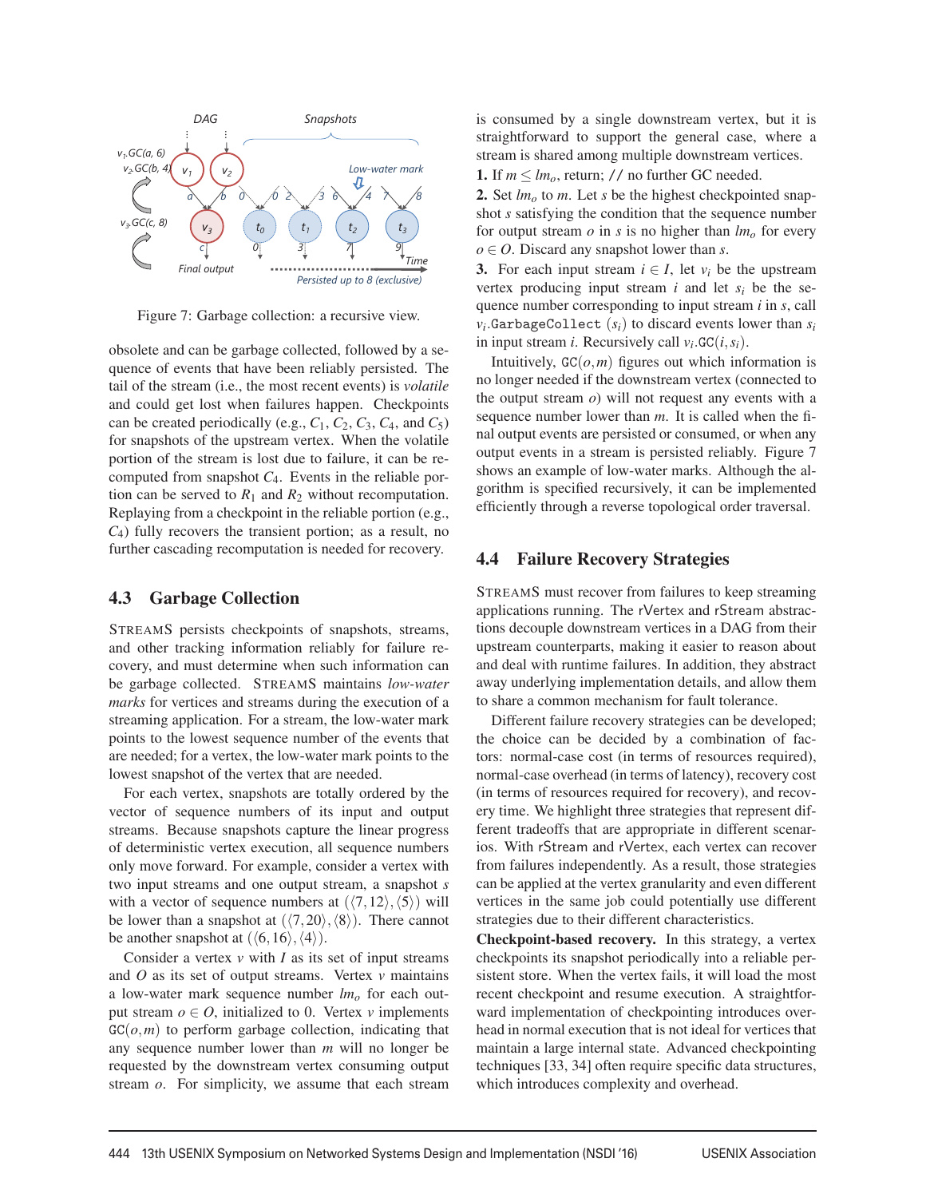Figure 7: Garbage collection: a recursive view.

obsolete and can be garbage collected, followed by a sequence of events that have been reliably persisted. The tail of the stream (i.e., the most recent events) is *volatile* and could get lost when failures happen. Checkpoints can be created periodically (e.g., $C_1$, $C_2$, $C_3$, $C_4$, and $C_5$) for snapshots of the upstream vertex. When the volatile portion of the stream is lost due to failure, it can be recomputed from snapshot $C_4$. Events in the reliable portion can be served to $R_1$ and $R_2$ without recomputation. Replaying from a checkpoint in the reliable portion (e.g., $C_4$) fully recovers the transient portion; as a result, no further cascading recomputation is needed for recovery.

## 4.3 Garbage Collection

STREAMS persists checkpoints of snapshots, streams, and other tracking information reliably for failure recovery, and must determine when such information can be garbage collected. STREAMS maintains *low-water marks* for vertices and streams during the execution of a streaming application. For a stream, the low-water mark points to the lowest sequence number of the events that are needed; for a vertex, the low-water mark points to the lowest snapshot of the vertex that are needed.

For each vertex, snapshots are totally ordered by the vector of sequence numbers of its input and output streams. Because snapshots capture the linear progress of deterministic vertex execution, all sequence numbers only move forward. For example, consider a vertex with two input streams and one output stream, a snapshot $s$ with a vector of sequence numbers at $(\langle 7,12\rangle, \langle 5\rangle)$ will be lower than a snapshot at $(\langle 7,20\rangle, \langle 8\rangle)$. There cannot be another snapshot at $(\langle 6,16\rangle, \langle 4\rangle)$.

Consider a vertex $v$ with $I$ as its set of input streams and $O$ as its set of output streams. Vertex $v$ maintains a low-water mark sequence number $lm_o$ for each output stream $o \in O$, initialized to 0. Vertex $v$ implements $\texttt{GC}(o,m)$ to perform garbage collection, indicating that any sequence number lower than $m$ will no longer be requested by the downstream vertex consuming output stream $o$. For simplicity, we assume that each stream is consumed by a single downstream vertex, but it is straightforward to support the general case, where a stream is shared among multiple downstream vertices.

**1.** If $m \le lm_o$, return; // no further GC needed.

**2.** Set $lm_o$ to $m$. Let $s$ be the highest checkpointed snapshot $s$ satisfying the condition that the sequence number for output stream $o$ in $s$ is no higher than $lm_o$ for every $o \in O$. Discard any snapshot lower than $s$.

**3.** For each input stream $i \in I$, let $v_i$ be the upstream vertex producing input stream $i$ and let $s_i$ be the sequence number corresponding to input stream $i$ in $s$, call $v_i.\texttt{GarbageCollect}(s_i)$ to discard events lower than $s_i$ in input stream $i$. Recursively call $v_i.\texttt{GC}(i, s_i)$.

Intuitively, $\texttt{GC}(o,m)$ figures out which information is no longer needed if the downstream vertex (connected to the output stream $o$) will not request any events with a sequence number lower than $m$. It is called when the final output events are persisted or consumed, or when any output events in a stream is persisted reliably. Figure 7 shows an example of low-water marks. Although the algorithm is specified recursively, it can be implemented efficiently through a reverse topological order traversal.

## 4.4 Failure Recovery Strategies

STREAMS must recover from failures to keep streaming applications running. The rVertex and rStream abstractions decouple downstream vertices in a DAG from their upstream counterparts, making it easier to reason about and deal with runtime failures. In addition, they abstract away underlying implementation details, and allow them to share a common mechanism for fault tolerance.

Different failure recovery strategies can be developed; the choice can be decided by a combination of factors: normal-case cost (in terms of resources required), normal-case overhead (in terms of latency), recovery cost (in terms of resources required for recovery), and recovery time. We highlight three strategies that represent different tradeoffs that are appropriate in different scenarios. With rStream and rVertex, each vertex can recover from failures independently. As a result, those strategies can be applied at the vertex granularity and even different vertices in the same job could potentially use different strategies due to their different characteristics.

**Checkpoint-based recovery.** In this strategy, a vertex checkpoints its snapshot periodically into a reliable persistent store. When the vertex fails, it will load the most recent checkpoint and resume execution. A straightforward implementation of checkpointing introduces overhead in normal execution that is not ideal for vertices that maintain a large internal state. Advanced checkpointing techniques [33, 34] often require specific data structures, which introduces complexity and overhead.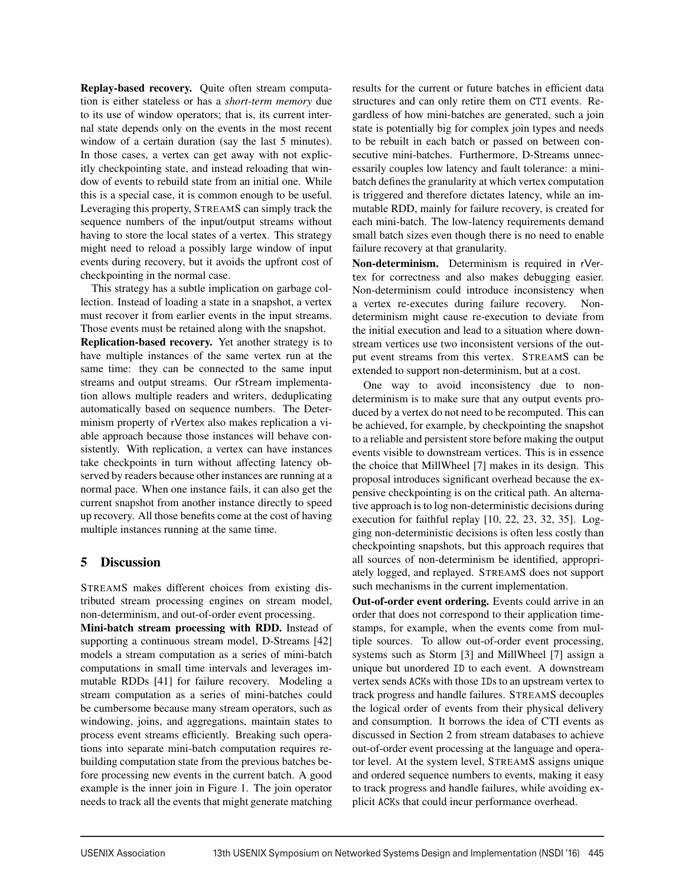**Replay-based recovery.** Quite often stream computation is either stateless or has a *short-term memory* due to its use of window operators; that is, its current internal state depends only on the events in the most recent window of a certain duration (say the last 5 minutes). In those cases, a vertex can get away with not explicitly checkpointing state, and instead reloading that window of events to rebuild state from an initial one. While this is a special case, it is common enough to be useful. Leveraging this property, STREAMS can simply track the sequence numbers of the input/output streams without having to store the local states of a vertex. This strategy might need to reload a possibly large window of input events during recovery, but it avoids the upfront cost of checkpointing in the normal case.

This strategy has a subtle implication on garbage collection. Instead of loading a state in a snapshot, a vertex must recover it from earlier events in the input streams. Those events must be retained along with the snapshot.

**Replication-based recovery.** Yet another strategy is to have multiple instances of the same vertex run at the same time: they can be connected to the same input streams and output streams. Our rStream implementation allows multiple readers and writers, deduplicating automatically based on sequence numbers. The Determinism property of rVertex also makes replication a viable approach because those instances will behave consistently. With replication, a vertex can have instances take checkpoints in turn without affecting latency observed by readers because other instances are running at a normal pace. When one instance fails, it can also get the current snapshot from another instance directly to speed up recovery. All those benefits come at the cost of having multiple instances running at the same time.

## 5 Discussion

STREAMS makes different choices from existing distributed stream processing engines on stream model, non-determinism, and out-of-order event processing.

**Mini-batch stream processing with RDD.** Instead of supporting a continuous stream model, D-Streams [42] models a stream computation as a series of mini-batch computations in small time intervals and leverages immutable RDDs [41] for failure recovery. Modeling a stream computation as a series of mini-batches could be cumbersome because many stream operators, such as windowing, joins, and aggregations, maintain states to process event streams efficiently. Breaking such operations into separate mini-batch computation requires rebuilding computation state from the previous batches before processing new events in the current batch. A good example is the inner join in Figure 1. The join operator needs to track all the events that might generate matching results for the current or future batches in efficient data structures and can only retire them on CTI events. Regardless of how mini-batches are generated, such a join state is potentially big for complex join types and needs to be rebuilt in each batch or passed on between consecutive mini-batches. Furthermore, D-Streams unnecessarily couples low latency and fault tolerance: a mini-batch defines the granularity at which vertex computation is triggered and therefore dictates latency, while an immutable RDD, mainly for failure recovery, is created for each mini-batch. The low-latency requirements demand small batch sizes even though there is no need to enable failure recovery at that granularity.

**Non-determinism.** Determinism is required in rVertex for correctness and also makes debugging easier. Non-determinism could introduce inconsistency when a vertex re-executes during failure recovery. Non-determinism might cause re-execution to deviate from the initial execution and lead to a situation where downstream vertices use two inconsistent versions of the output event streams from this vertex. STREAMS can be extended to support non-determinism, but at a cost.

One way to avoid inconsistency due to non-determinism is to make sure that any output events produced by a vertex do not need to be recomputed. This can be achieved, for example, by checkpointing the snapshot to a reliable and persistent store before making the output events visible to downstream vertices. This is in essence the choice that MillWheel [7] makes in its design. This proposal introduces significant overhead because the expensive checkpointing is on the critical path. An alternative approach is to log non-deterministic decisions during execution for faithful replay [10, 22, 23, 32, 35]. Logging non-deterministic decisions is often less costly than checkpointing snapshots, but this approach requires that all sources of non-determinism be identified, appropriately logged, and replayed. STREAMS does not support such mechanisms in the current implementation.

**Out-of-order event ordering.** Events could arrive in an order that does not correspond to their application timestamps, for example, when the events come from multiple sources. To allow out-of-order event processing, systems such as Storm [3] and MillWheel [7] assign a unique but unordered ID to each event. A downstream vertex sends ACKs with those IDs to an upstream vertex to track progress and handle failures. STREAMS decouples the logical order of events from their physical delivery and consumption. It borrows the idea of CTI events as discussed in Section 2 from stream databases to achieve out-of-order event processing at the language and operator level. At the system level, STREAMS assigns unique and ordered sequence numbers to events, making it easy to track progress and handle failures, while avoiding explicit ACKs that could incur performance overhead.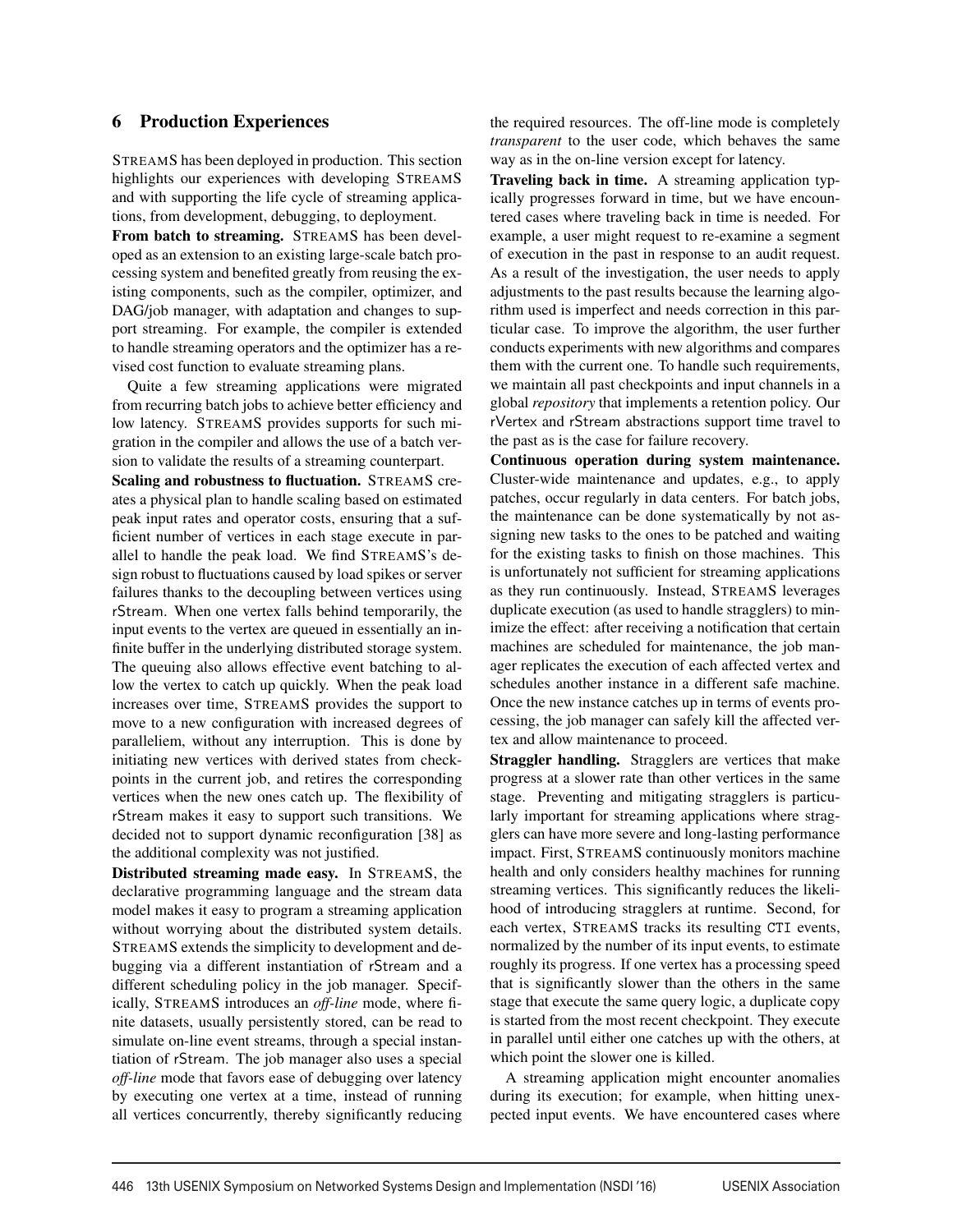## 6 Production Experiences

STREAMS has been deployed in production. This section highlights our experiences with developing STREAMS and with supporting the life cycle of streaming applications, from development, debugging, to deployment.

**From batch to streaming.** STREAMS has been developed as an extension to an existing large-scale batch processing system and benefited greatly from reusing the existing components, such as the compiler, optimizer, and DAG/job manager, with adaptation and changes to support streaming. For example, the compiler is extended to handle streaming operators and the optimizer has a revised cost function to evaluate streaming plans.

Quite a few streaming applications were migrated from recurring batch jobs to achieve better efficiency and low latency. STREAMS provides supports for such migration in the compiler and allows the use of a batch version to validate the results of a streaming counterpart.

**Scaling and robustness to fluctuation.** STREAMS creates a physical plan to handle scaling based on estimated peak input rates and operator costs, ensuring that a sufficient number of vertices in each stage execute in parallel to handle the peak load. We find STREAMS's design robust to fluctuations caused by load spikes or server failures thanks to the decoupling between vertices using rStream. When one vertex falls behind temporarily, the input events to the vertex are queued in essentially an infinite buffer in the underlying distributed storage system. The queuing also allows effective event batching to allow the vertex to catch up quickly. When the peak load increases over time, STREAMS provides the support to move to a new configuration with increased degrees of paralleliem, without any interruption. This is done by initiating new vertices with derived states from checkpoints in the current job, and retires the corresponding vertices when the new ones catch up. The flexibility of rStream makes it easy to support such transitions. We decided not to support dynamic reconfiguration [38] as the additional complexity was not justified.

**Distributed streaming made easy.** In STREAMS, the declarative programming language and the stream data model makes it easy to program a streaming application without worrying about the distributed system details. STREAMS extends the simplicity to development and debugging via a different instantiation of rStream and a different scheduling policy in the job manager. Specifically, STREAMS introduces an *off-line* mode, where finite datasets, usually persistently stored, can be read to simulate on-line event streams, through a special instantiation of rStream. The job manager also uses a special *off-line* mode that favors ease of debugging over latency by executing one vertex at a time, instead of running all vertices concurrently, thereby significantly reducing the required resources. The off-line mode is completely *transparent* to the user code, which behaves the same way as in the on-line version except for latency.

**Traveling back in time.** A streaming application typically progresses forward in time, but we have encountered cases where traveling back in time is needed. For example, a user might request to re-examine a segment of execution in the past in response to an audit request. As a result of the investigation, the user needs to apply adjustments to the past results because the learning algorithm used is imperfect and needs correction in this particular case. To improve the algorithm, the user further conducts experiments with new algorithms and compares them with the current one. To handle such requirements, we maintain all past checkpoints and input channels in a global *repository* that implements a retention policy. Our rVertex and rStream abstractions support time travel to the past as is the case for failure recovery.

**Continuous operation during system maintenance.** Cluster-wide maintenance and updates, e.g., to apply patches, occur regularly in data centers. For batch jobs, the maintenance can be done systematically by not assigning new tasks to the ones to be patched and waiting for the existing tasks to finish on those machines. This is unfortunately not sufficient for streaming applications as they run continuously. Instead, STREAMS leverages duplicate execution (as used to handle stragglers) to minimize the effect: after receiving a notification that certain machines are scheduled for maintenance, the job manager replicates the execution of each affected vertex and schedules another instance in a different safe machine. Once the new instance catches up in terms of events processing, the job manager can safely kill the affected vertex and allow maintenance to proceed.

**Straggler handling.** Stragglers are vertices that make progress at a slower rate than other vertices in the same stage. Preventing and mitigating stragglers is particularly important for streaming applications where stragglers can have more severe and long-lasting performance impact. First, STREAMS continuously monitors machine health and only considers healthy machines for running streaming vertices. This significantly reduces the likelihood of introducing stragglers at runtime. Second, for each vertex, STREAMS tracks its resulting CTI events, normalized by the number of its input events, to estimate roughly its progress. If one vertex has a processing speed that is significantly slower than the others in the same stage that execute the same query logic, a duplicate copy is started from the most recent checkpoint. They execute in parallel until either one catches up with the others, at which point the slower one is killed.

A streaming application might encounter anomalies during its execution; for example, when hitting unexpected input events. We have encountered cases where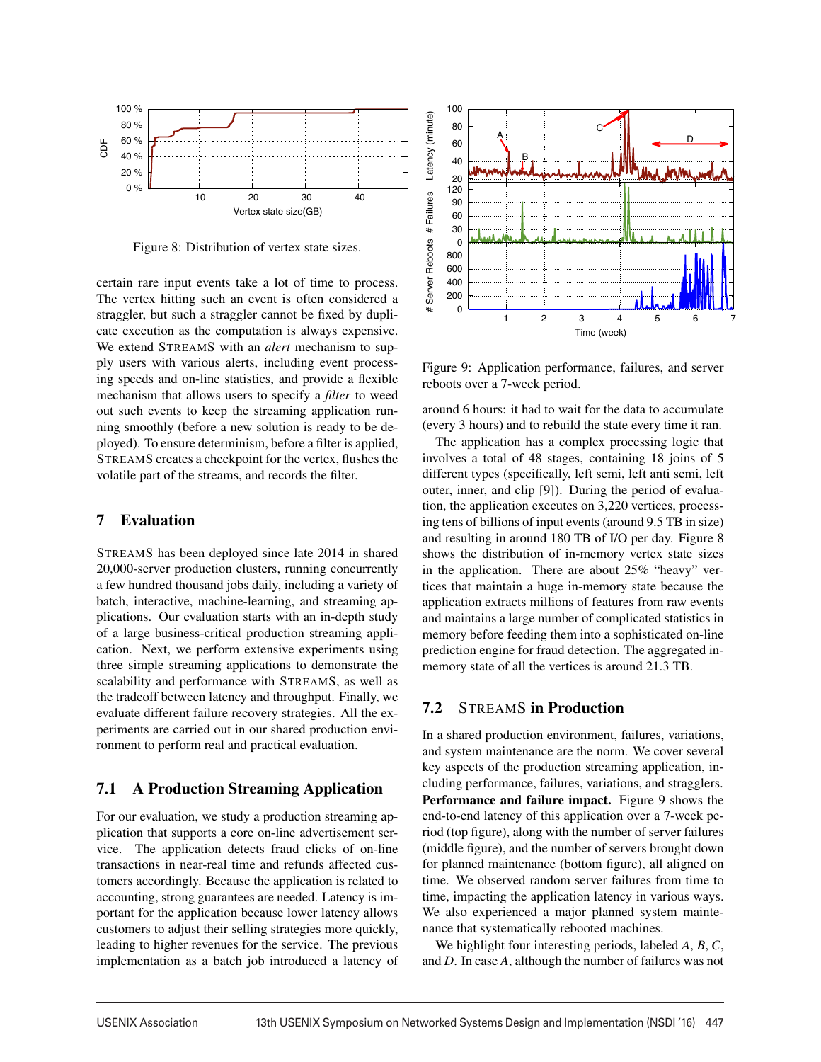Figure 8: Distribution of vertex state sizes.

certain rare input events take a lot of time to process. The vertex hitting such an event is often considered a straggler, but such a straggler cannot be fixed by duplicate execution as the computation is always expensive. We extend STREAMS with an *alert* mechanism to supply users with various alerts, including event processing speeds and on-line statistics, and provide a flexible mechanism that allows users to specify a *filter* to weed out such events to keep the streaming application running smoothly (before a new solution is ready to be deployed). To ensure determinism, before a filter is applied, STREAMS creates a checkpoint for the vertex, flushes the volatile part of the streams, and records the filter.

## 7 Evaluation

STREAMS has been deployed since late 2014 in shared 20,000-server production clusters, running concurrently a few hundred thousand jobs daily, including a variety of batch, interactive, machine-learning, and streaming applications. Our evaluation starts with an in-depth study of a large business-critical production streaming application. Next, we perform extensive experiments using three simple streaming applications to demonstrate the scalability and performance with STREAMS, as well as the tradeoff between latency and throughput. Finally, we evaluate different failure recovery strategies. All the experiments are carried out in our shared production environment to perform real and practical evaluation.

### 7.1 A Production Streaming Application

For our evaluation, we study a production streaming application that supports a core on-line advertisement service. The application detects fraud clicks of on-line transactions in near-real time and refunds affected customers accordingly. Because the application is related to accounting, strong guarantees are needed. Latency is important for the application because lower latency allows customers to adjust their selling strategies more quickly, leading to higher revenues for the service. The previous implementation as a batch job introduced a latency of around 6 hours: it had to wait for the data to accumulate (every 3 hours) and to rebuild the state every time it ran.

The application has a complex processing logic that involves a total of 48 stages, containing 18 joins of 5 different types (specifically, left semi, left anti semi, left outer, inner, and clip [9]). During the period of evaluation, the application executes on 3,220 vertices, processing tens of billions of input events (around 9.5 TB in size) and resulting in around 180 TB of I/O per day. Figure 8 shows the distribution of in-memory vertex state sizes in the application. There are about 25% "heavy" vertices that maintain a huge in-memory state because the application extracts millions of features from raw events and maintains a large number of complicated statistics in memory before feeding them into a sophisticated on-line prediction engine for fraud detection. The aggregated in-memory state of all the vertices is around 21.3 TB.

Figure 9: Application performance, failures, and server reboots over a 7-week period.

### 7.2 STREAMS in Production

In a shared production environment, failures, variations, and system maintenance are the norm. We cover several key aspects of the production streaming application, including performance, failures, variations, and stragglers.

**Performance and failure impact.** Figure 9 shows the end-to-end latency of this application over a 7-week period (top figure), along with the number of server failures (middle figure), and the number of servers brought down for planned maintenance (bottom figure), all aligned on time. We observed random server failures from time to time, impacting the application latency in various ways. We also experienced a major planned system maintenance that systematically rebooted machines.

We highlight four interesting periods, labeled *A*, *B*, *C*, and *D*. In case *A*, although the number of failures was not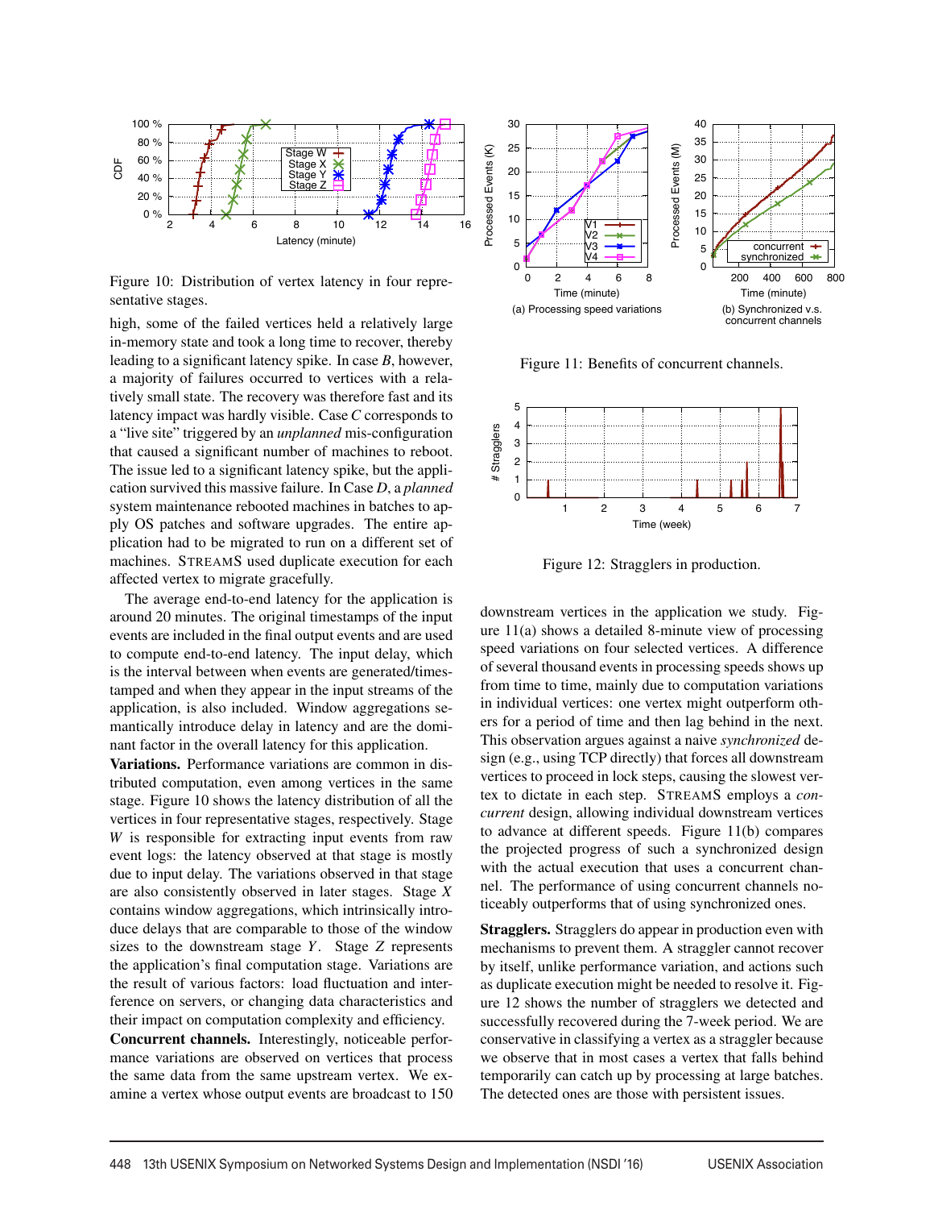Figure 10: Distribution of vertex latency in four representative stages.

high, some of the failed vertices held a relatively large in-memory state and took a long time to recover, thereby leading to a significant latency spike. In case *B*, however, a majority of failures occurred to vertices with a relatively small state. The recovery was therefore fast and its latency impact was hardly visible. Case *C* corresponds to a "live site" triggered by an *unplanned* mis-configuration that caused a significant number of machines to reboot. The issue led to a significant latency spike, but the application survived this massive failure. In Case *D*, a *planned* system maintenance rebooted machines in batches to apply OS patches and software upgrades. The entire application had to be migrated to run on a different set of machines. STREAMS used duplicate execution for each affected vertex to migrate gracefully.

The average end-to-end latency for the application is around 20 minutes. The original timestamps of the input events are included in the final output events and are used to compute end-to-end latency. The input delay, which is the interval between when events are generated/timestamped and when they appear in the input streams of the application, is also included. Window aggregations semantically introduce delay in latency and are the dominant factor in the overall latency for this application.

**Variations.** Performance variations are common in distributed computation, even among vertices in the same stage. Figure 10 shows the latency distribution of all the vertices in four representative stages, respectively. Stage *W* is responsible for extracting input events from raw event logs: the latency observed at that stage is mostly due to input delay. The variations observed in that stage are also consistently observed in later stages. Stage *X* contains window aggregations, which intrinsically introduce delays that are comparable to those of the window sizes to the downstream stage *Y*. Stage *Z* represents the application's final computation stage. Variations are the result of various factors: load fluctuation and interference on servers, or changing data characteristics and their impact on computation complexity and efficiency.

**Concurrent channels.** Interestingly, noticeable performance variations are observed on vertices that process the same data from the same upstream vertex. We examine a vertex whose output events are broadcast to 150 downstream vertices in the application we study. Figure 11(a) shows a detailed 8-minute view of processing speed variations on four selected vertices. A difference of several thousand events in processing speeds shows up from time to time, mainly due to computation variations in individual vertices: one vertex might outperform others for a period of time and then lag behind in the next. This observation argues against a naive *synchronized* design (e.g., using TCP directly) that forces all downstream vertices to proceed in lock steps, causing the slowest vertex to dictate in each step. STREAMS employs a *concurrent* design, allowing individual downstream vertices to advance at different speeds. Figure 11(b) compares the projected progress of such a synchronized design with the actual execution that uses a concurrent channel. The performance of using concurrent channels noticeably outperforms that of using synchronized ones.

(a) Processing speed variations (b) Synchronized v.s. concurrent channels

Figure 11: Benefits of concurrent channels.

Figure 12: Stragglers in production.

**Stragglers.** Stragglers do appear in production even with mechanisms to prevent them. A straggler cannot recover by itself, unlike performance variation, and actions such as duplicate execution might be needed to resolve it. Figure 12 shows the number of stragglers we detected and successfully recovered during the 7-week period. We are conservative in classifying a vertex as a straggler because we observe that in most cases a vertex that falls behind temporarily can catch up by processing at large batches. The detected ones are those with persistent issues.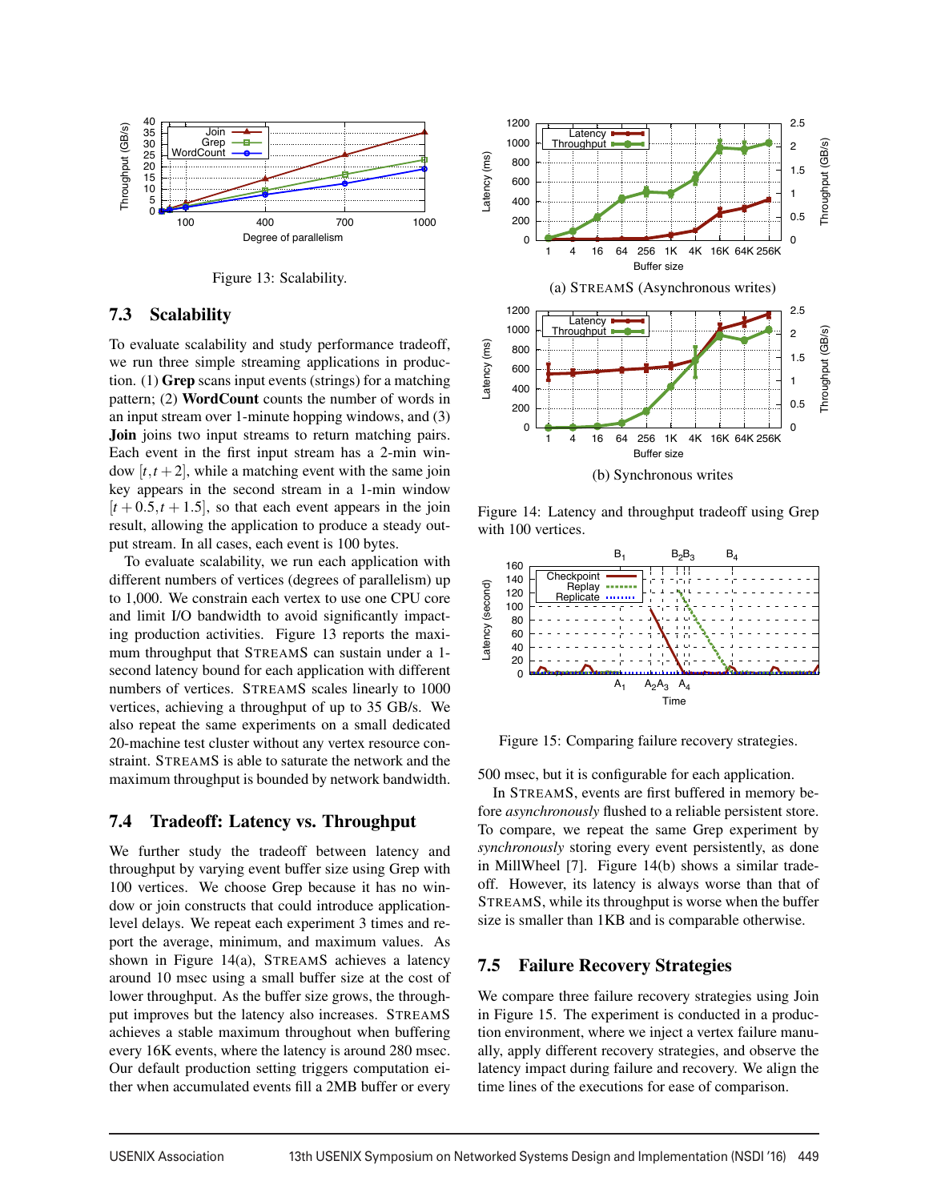Figure 13: Scalability.

## 7.3 Scalability

To evaluate scalability and study performance tradeoff, we run three simple streaming applications in production. (1) **Grep** scans input events (strings) for a matching pattern; (2) **WordCount** counts the number of words in an input stream over 1-minute hopping windows, and (3) **Join** joins two input streams to return matching pairs. Each event in the first input stream has a 2-min window $[t, t+2]$, while a matching event with the same join key appears in the second stream in a 1-min window $[t+0.5, t+1.5]$, so that each event appears in the join result, allowing the application to produce a steady output stream. In all cases, each event is 100 bytes.

To evaluate scalability, we run each application with different numbers of vertices (degrees of parallelism) up to 1,000. We constrain each vertex to use one CPU core and limit I/O bandwidth to avoid significantly impacting production activities. Figure 13 reports the maximum throughput that STREAMS can sustain under a 1-second latency bound for each application with different numbers of vertices. STREAMS scales linearly to 1000 vertices, achieving a throughput of up to 35 GB/s. We also repeat the same experiments on a small dedicated 20-machine test cluster without any vertex resource constraint. STREAMS is able to saturate the network and the maximum throughput is bounded by network bandwidth.

## 7.4 Tradeoff: Latency vs. Throughput

We further study the tradeoff between latency and throughput by varying event buffer size using Grep with 100 vertices. We choose Grep because it has no window or join constructs that could introduce application-level delays. We repeat each experiment 3 times and report the average, minimum, and maximum values. As shown in Figure 14(a), STREAMS achieves a latency around 10 msec using a small buffer size at the cost of lower throughput. As the buffer size grows, the throughput improves but the latency also increases. STREAMS achieves a stable maximum throughput when buffering every 16K events, where the latency is around 280 msec. Our default production setting triggers computation either when accumulated events fill a 2MB buffer or every 500 msec, but it is configurable for each application.

In STREAMS, events are first buffered in memory before *asynchronously* flushed to a reliable persistent store. To compare, we repeat the same Grep experiment by *synchronously* storing every event persistently, as done in MillWheel [7]. Figure 14(b) shows a similar tradeoff. However, its latency is always worse than that of STREAMS, while its throughput is worse when the buffer size is smaller than 1KB and is comparable otherwise.

(a) STREAMS (Asynchronous writes)

(b) Synchronous writes

Figure 14: Latency and throughput tradeoff using Grep with 100 vertices.

Figure 15: Comparing failure recovery strategies.

## 7.5 Failure Recovery Strategies

We compare three failure recovery strategies using Join in Figure 15. The experiment is conducted in a production environment, where we inject a vertex failure manually, apply different recovery strategies, and observe the latency impact during failure and recovery. We align the time lines of the executions for ease of comparison.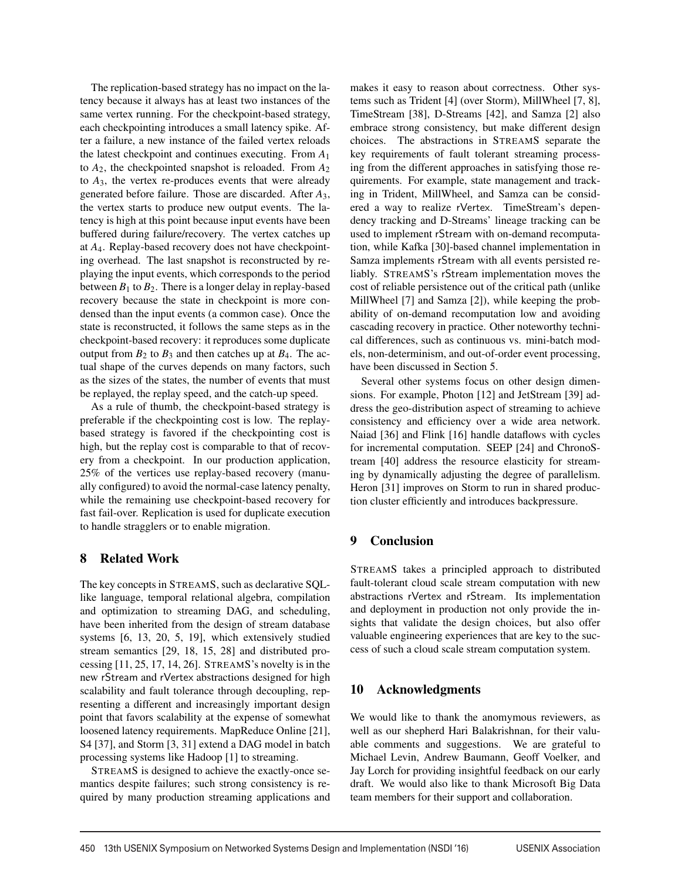The replication-based strategy has no impact on the latency because it always has at least two instances of the same vertex running. For the checkpoint-based strategy, each checkpointing introduces a small latency spike. After a failure, a new instance of the failed vertex reloads the latest checkpoint and continues executing. From $A_1$ to $A_2$, the checkpointed snapshot is reloaded. From $A_2$ to $A_3$, the vertex re-produces events that were already generated before failure. Those are discarded. After $A_3$, the vertex starts to produce new output events. The latency is high at this point because input events have been buffered during failure/recovery. The vertex catches up at $A_4$. Replay-based recovery does not have checkpointing overhead. The last snapshot is reconstructed by replaying the input events, which corresponds to the period between $B_1$ to $B_2$. There is a longer delay in replay-based recovery because the state in checkpoint is more condensed than the input events (a common case). Once the state is reconstructed, it follows the same steps as in the checkpoint-based recovery: it reproduces some duplicate output from $B_2$ to $B_3$ and then catches up at $B_4$. The actual shape of the curves depends on many factors, such as the sizes of the states, the number of events that must be replayed, the replay speed, and the catch-up speed.

As a rule of thumb, the checkpoint-based strategy is preferable if the checkpointing cost is low. The replay-based strategy is favored if the checkpointing cost is high, but the replay cost is comparable to that of recovery from a checkpoint. In our production application, 25% of the vertices use replay-based recovery (manually configured) to avoid the normal-case latency penalty, while the remaining use checkpoint-based recovery for fast fail-over. Replication is used for duplicate execution to handle stragglers or to enable migration.

## 8 Related Work

The key concepts in STREAMS, such as declarative SQL-like language, temporal relational algebra, compilation and optimization to streaming DAG, and scheduling, have been inherited from the design of stream database systems [6, 13, 20, 5, 19], which extensively studied stream semantics [29, 18, 15, 28] and distributed processing [11, 25, 17, 14, 26]. STREAMS's novelty is in the new rStream and rVertex abstractions designed for high scalability and fault tolerance through decoupling, representing a different and increasingly important design point that favors scalability at the expense of somewhat loosened latency requirements. MapReduce Online [21], S4 [37], and Storm [3, 31] extend a DAG model in batch processing systems like Hadoop [1] to streaming.

STREAMS is designed to achieve the exactly-once semantics despite failures; such strong consistency is required by many production streaming applications and makes it easy to reason about correctness. Other systems such as Trident [4] (over Storm), MillWheel [7, 8], TimeStream [38], D-Streams [42], and Samza [2] also embrace strong consistency, but make different design choices. The abstractions in STREAMS separate the key requirements of fault tolerant streaming processing from the different approaches in satisfying those requirements. For example, state management and tracking in Trident, MillWheel, and Samza can be considered a way to realize rVertex. TimeStream's dependency tracking and D-Streams' lineage tracking can be used to implement rStream with on-demand recomputation, while Kafka [30]-based channel implementation in Samza implements rStream with all events persisted reliably. STREAMS's rStream implementation moves the cost of reliable persistence out of the critical path (unlike MillWheel [7] and Samza [2]), while keeping the probability of on-demand recomputation low and avoiding cascading recovery in practice. Other noteworthy technical differences, such as continuous vs. mini-batch models, non-determinism, and out-of-order event processing, have been discussed in Section 5.

Several other systems focus on other design dimensions. For example, Photon [12] and JetStream [39] address the geo-distribution aspect of streaming to achieve consistency and efficiency over a wide area network. Naiad [36] and Flink [16] handle dataflows with cycles for incremental computation. SEEP [24] and ChronoStream [40] address the resource elasticity for streaming by dynamically adjusting the degree of parallelism. Heron [31] improves on Storm to run in shared production cluster efficiently and introduces backpressure.

## 9 Conclusion

STREAMS takes a principled approach to distributed fault-tolerant cloud scale stream computation with new abstractions rVertex and rStream. Its implementation and deployment in production not only provide the insights that validate the design choices, but also offer valuable engineering experiences that are key to the success of such a cloud scale stream computation system.

## 10 Acknowledgments

We would like to thank the anomymous reviewers, as well as our shepherd Hari Balakrishnan, for their valuable comments and suggestions. We are grateful to Michael Levin, Andrew Baumann, Geoff Voelker, and Jay Lorch for providing insightful feedback on our early draft. We would also like to thank Microsoft Big Data team members for their support and collaboration.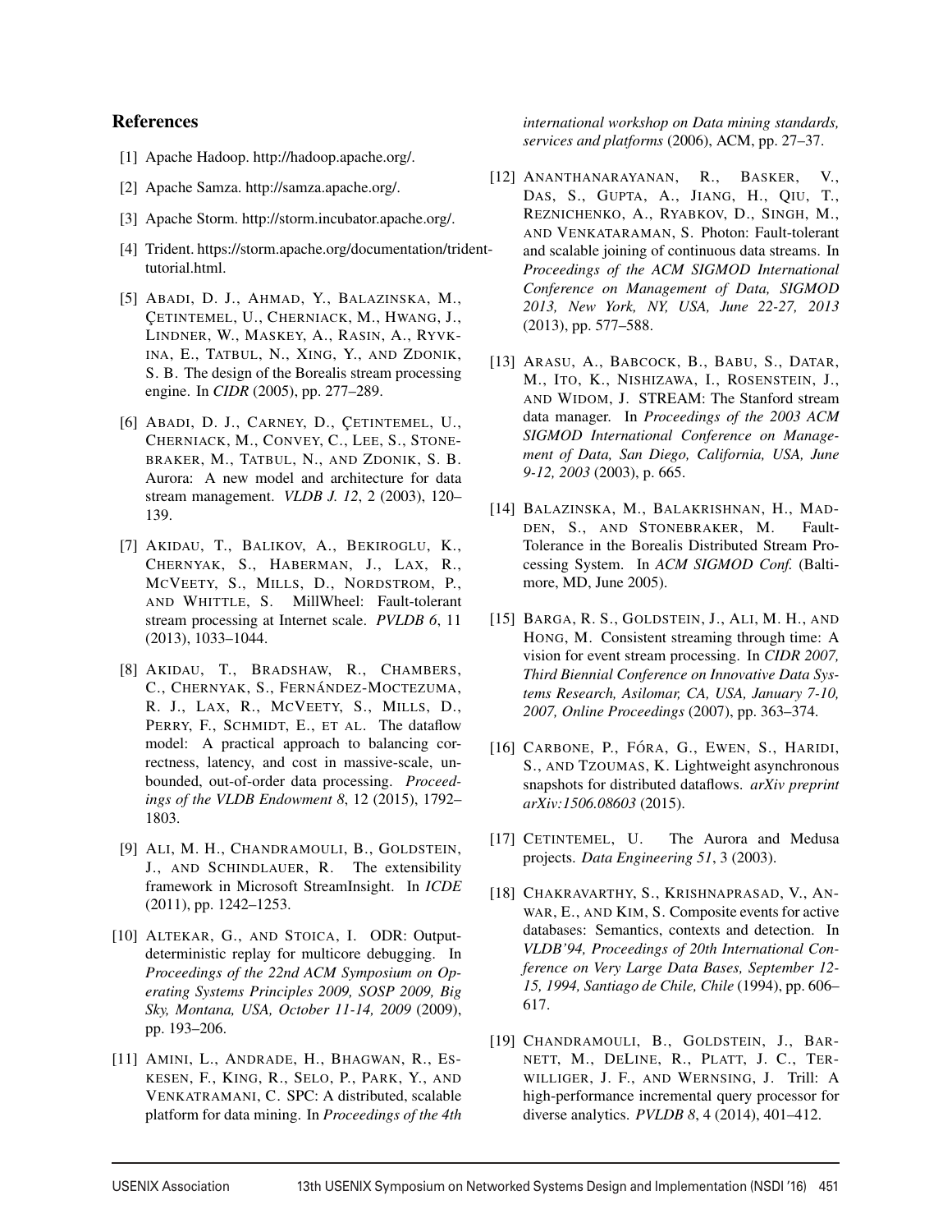## References

[1] Apache Hadoop. http://hadoop.apache.org/.

[2] Apache Samza. http://samza.apache.org/.

[3] Apache Storm. http://storm.incubator.apache.org/.

[4] Trident. https://storm.apache.org/documentation/trident-tutorial.html.

[5] ABADI, D. J., AHMAD, Y., BALAZINSKA, M., ÇETINTEMEL, U., CHERNIACK, M., HWANG, J., LINDNER, W., MASKEY, A., RASIN, A., RYVKINA, E., TATBUL, N., XING, Y., AND ZDONIK, S. B. The design of the Borealis stream processing engine. In *CIDR* (2005), pp. 277–289.

[6] ABADI, D. J., CARNEY, D., ÇETINTEMEL, U., CHERNIACK, M., CONVEY, C., LEE, S., STONEBRAKER, M., TATBUL, N., AND ZDONIK, S. B. Aurora: A new model and architecture for data stream management. *VLDB J. 12*, 2 (2003), 120–139.

[7] AKIDAU, T., BALIKOV, A., BEKIROGLU, K., CHERNYAK, S., HABERMAN, J., LAX, R., MCVEETY, S., MILLS, D., NORDSTROM, P., AND WHITTLE, S. MillWheel: Fault-tolerant stream processing at Internet scale. *PVLDB 6*, 11 (2013), 1033–1044.

[8] AKIDAU, T., BRADSHAW, R., CHAMBERS, C., CHERNYAK, S., FERNÁNDEZ-MOCTEZUMA, R. J., LAX, R., MCVEETY, S., MILLS, D., PERRY, F., SCHMIDT, E., ET AL. The dataflow model: A practical approach to balancing correctness, latency, and cost in massive-scale, unbounded, out-of-order data processing. *Proceedings of the VLDB Endowment 8*, 12 (2015), 1792–1803.

[9] ALI, M. H., CHANDRAMOULI, B., GOLDSTEIN, J., AND SCHINDLAUER, R. The extensibility framework in Microsoft StreamInsight. In *ICDE* (2011), pp. 1242–1253.

[10] ALTEKAR, G., AND STOICA, I. ODR: Output-deterministic replay for multicore debugging. In *Proceedings of the 22nd ACM Symposium on Operating Systems Principles 2009, SOSP 2009, Big Sky, Montana, USA, October 11-14, 2009* (2009), pp. 193–206.

[11] AMINI, L., ANDRADE, H., BHAGWAN, R., ESKESEN, F., KING, R., SELO, P., PARK, Y., AND VENKATRAMANI, C. SPC: A distributed, scalable platform for data mining. In *Proceedings of the 4th international workshop on Data mining standards, services and platforms* (2006), ACM, pp. 27–37.

[12] ANANTHANARAYANAN, R., BASKER, V., DAS, S., GUPTA, A., JIANG, H., QIU, T., REZNICHENKO, A., RYABKOV, D., SINGH, M., AND VENKATARAMAN, S. Photon: Fault-tolerant and scalable joining of continuous data streams. In *Proceedings of the ACM SIGMOD International Conference on Management of Data, SIGMOD 2013, New York, NY, USA, June 22-27, 2013* (2013), pp. 577–588.

[13] ARASU, A., BABCOCK, B., BABU, S., DATAR, M., ITO, K., NISHIZAWA, I., ROSENSTEIN, J., AND WIDOM, J. STREAM: The Stanford stream data manager. In *Proceedings of the 2003 ACM SIGMOD International Conference on Management of Data, San Diego, California, USA, June 9-12, 2003* (2003), p. 665.

[14] BALAZINSKA, M., BALAKRISHNAN, H., MADDEN, S., AND STONEBRAKER, M. Fault-Tolerance in the Borealis Distributed Stream Processing System. In *ACM SIGMOD Conf.* (Baltimore, MD, June 2005).

[15] BARGA, R. S., GOLDSTEIN, J., ALI, M. H., AND HONG, M. Consistent streaming through time: A vision for event stream processing. In *CIDR 2007, Third Biennial Conference on Innovative Data Systems Research, Asilomar, CA, USA, January 7-10, 2007, Online Proceedings* (2007), pp. 363–374.

[16] CARBONE, P., FÓRA, G., EWEN, S., HARIDI, S., AND TZOUMAS, K. Lightweight asynchronous snapshots for distributed dataflows. *arXiv preprint arXiv:1506.08603* (2015).

[17] CETINTEMEL, U. The Aurora and Medusa projects. *Data Engineering 51*, 3 (2003).

[18] CHAKRAVARTHY, S., KRISHNAPRASAD, V., ANWAR, E., AND KIM, S. Composite events for active databases: Semantics, contexts and detection. In *VLDB'94, Proceedings of 20th International Conference on Very Large Data Bases, September 12-15, 1994, Santiago de Chile, Chile* (1994), pp. 606–617.

[19] CHANDRAMOULI, B., GOLDSTEIN, J., BARNETT, M., DELINE, R., PLATT, J. C., TERWILLIGER, J. F., AND WERNSING, J. Trill: A high-performance incremental query processor for diverse analytics. *PVLDB 8*, 4 (2014), 401–412.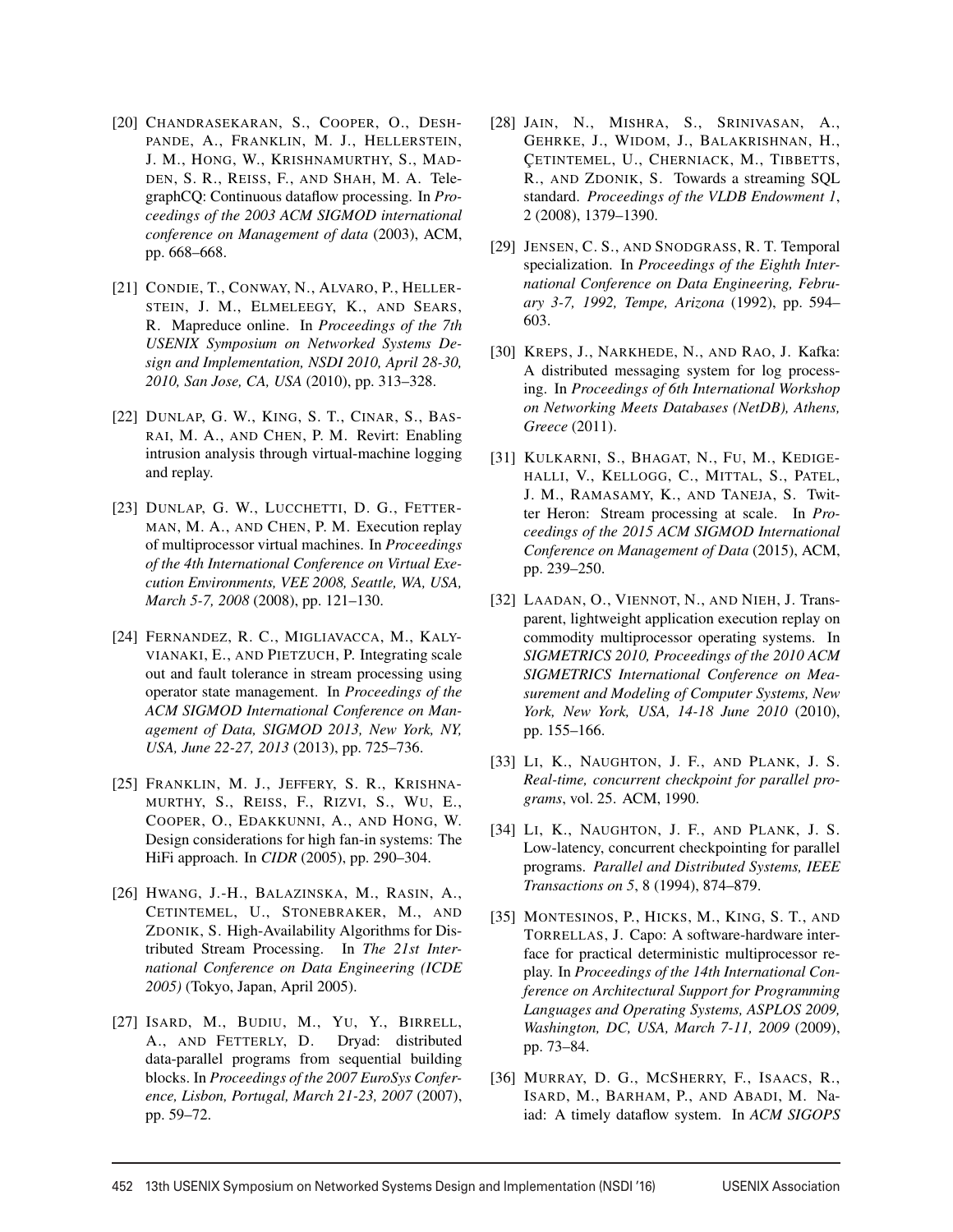[20] Chandrasekaran, S., Cooper, O., Deshpande, A., Franklin, M. J., Hellerstein, J. M., Hong, W., Krishnamurthy, S., Madden, S. R., Reiss, F., and Shah, M. A. TelegraphCQ: Continuous dataflow processing. In *Proceedings of the 2003 ACM SIGMOD international conference on Management of data* (2003), ACM, pp. 668–668.

[21] Condie, T., Conway, N., Alvaro, P., Hellerstein, J. M., Elmeleegy, K., and Sears, R. Mapreduce online. In *Proceedings of the 7th USENIX Symposium on Networked Systems Design and Implementation, NSDI 2010, April 28-30, 2010, San Jose, CA, USA* (2010), pp. 313–328.

[22] Dunlap, G. W., King, S. T., Cinar, S., Basrai, M. A., and Chen, P. M. Revirt: Enabling intrusion analysis through virtual-machine logging and replay.

[23] Dunlap, G. W., Lucchetti, D. G., Fetterman, M. A., and Chen, P. M. Execution replay of multiprocessor virtual machines. In *Proceedings of the 4th International Conference on Virtual Execution Environments, VEE 2008, Seattle, WA, USA, March 5-7, 2008* (2008), pp. 121–130.

[24] Fernandez, R. C., Migliavacca, M., Kalyvianaki, E., and Pietzuch, P. Integrating scale out and fault tolerance in stream processing using operator state management. In *Proceedings of the ACM SIGMOD International Conference on Management of Data, SIGMOD 2013, New York, NY, USA, June 22-27, 2013* (2013), pp. 725–736.

[25] Franklin, M. J., Jeffery, S. R., Krishnamurthy, S., Reiss, F., Rizvi, S., Wu, E., Cooper, O., Edakkunni, A., and Hong, W. Design considerations for high fan-in systems: The HiFi approach. In *CIDR* (2005), pp. 290–304.

[26] Hwang, J.-H., Balazinska, M., Rasin, A., Cetintemel, U., Stonebraker, M., and Zdonik, S. High-Availability Algorithms for Distributed Stream Processing. In *The 21st International Conference on Data Engineering (ICDE 2005)* (Tokyo, Japan, April 2005).

[27] Isard, M., Budiu, M., Yu, Y., Birrell, A., and Fetterly, D. Dryad: distributed data-parallel programs from sequential building blocks. In *Proceedings of the 2007 EuroSys Conference, Lisbon, Portugal, March 21-23, 2007* (2007), pp. 59–72.

[28] Jain, N., Mishra, S., Srinivasan, A., Gehrke, J., Widom, J., Balakrishnan, H., Çetintemel, U., Cherniack, M., Tibbetts, R., and Zdonik, S. Towards a streaming SQL standard. *Proceedings of the VLDB Endowment 1*, 2 (2008), 1379–1390.

[29] Jensen, C. S., and Snodgrass, R. T. Temporal specialization. In *Proceedings of the Eighth International Conference on Data Engineering, February 3-7, 1992, Tempe, Arizona* (1992), pp. 594–603.

[30] Kreps, J., Narkhede, N., and Rao, J. Kafka: A distributed messaging system for log processing. In *Proceedings of 6th International Workshop on Networking Meets Databases (NetDB), Athens, Greece* (2011).

[31] Kulkarni, S., Bhagat, N., Fu, M., Kedigehalli, V., Kellogg, C., Mittal, S., Patel, J. M., Ramasamy, K., and Taneja, S. Twitter Heron: Stream processing at scale. In *Proceedings of the 2015 ACM SIGMOD International Conference on Management of Data* (2015), ACM, pp. 239–250.

[32] Laadan, O., Viennot, N., and Nieh, J. Transparent, lightweight application execution replay on commodity multiprocessor operating systems. In *SIGMETRICS 2010, Proceedings of the 2010 ACM SIGMETRICS International Conference on Measurement and Modeling of Computer Systems, New York, New York, USA, 14-18 June 2010* (2010), pp. 155–166.

[33] Li, K., Naughton, J. F., and Plank, J. S. *Real-time, concurrent checkpoint for parallel programs*, vol. 25. ACM, 1990.

[34] Li, K., Naughton, J. F., and Plank, J. S. Low-latency, concurrent checkpointing for parallel programs. *Parallel and Distributed Systems, IEEE Transactions on 5*, 8 (1994), 874–879.

[35] Montesinos, P., Hicks, M., King, S. T., and Torrellas, J. Capo: A software-hardware interface for practical deterministic multiprocessor replay. In *Proceedings of the 14th International Conference on Architectural Support for Programming Languages and Operating Systems, ASPLOS 2009, Washington, DC, USA, March 7-11, 2009* (2009), pp. 73–84.

[36] Murray, D. G., McSherry, F., Isaacs, R., Isard, M., Barham, P., and Abadi, M. Naiad: A timely dataflow system. In *ACM SIGOPS*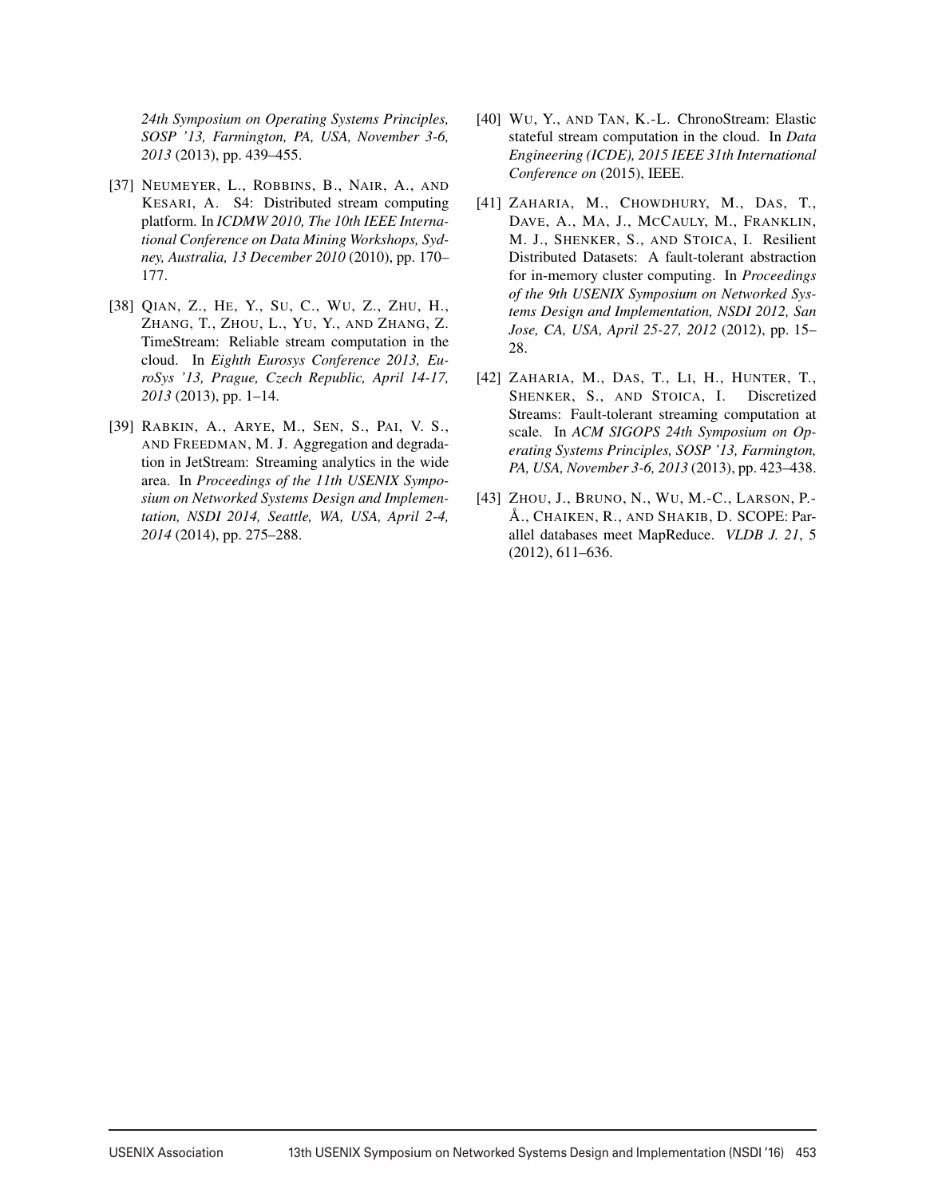*24th Symposium on Operating Systems Principles, SOSP '13, Farmington, PA, USA, November 3-6, 2013* (2013), pp. 439–455.

[37] NEUMEYER, L., ROBBINS, B., NAIR, A., AND KESARI, A. S4: Distributed stream computing platform. In *ICDMW 2010, The 10th IEEE International Conference on Data Mining Workshops, Sydney, Australia, 13 December 2010* (2010), pp. 170–177.

[38] QIAN, Z., HE, Y., SU, C., WU, Z., ZHU, H., ZHANG, T., ZHOU, L., YU, Y., AND ZHANG, Z. TimeStream: Reliable stream computation in the cloud. In *Eighth Eurosys Conference 2013, EuroSys '13, Prague, Czech Republic, April 14-17, 2013* (2013), pp. 1–14.

[39] RABKIN, A., ARYE, M., SEN, S., PAI, V. S., AND FREEDMAN, M. J. Aggregation and degradation in JetStream: Streaming analytics in the wide area. In *Proceedings of the 11th USENIX Symposium on Networked Systems Design and Implementation, NSDI 2014, Seattle, WA, USA, April 2-4, 2014* (2014), pp. 275–288.

[40] WU, Y., AND TAN, K.-L. ChronoStream: Elastic stateful stream computation in the cloud. In *Data Engineering (ICDE), 2015 IEEE 31th International Conference on* (2015), IEEE.

[41] ZAHARIA, M., CHOWDHURY, M., DAS, T., DAVE, A., MA, J., MCCAULY, M., FRANKLIN, M. J., SHENKER, S., AND STOICA, I. Resilient Distributed Datasets: A fault-tolerant abstraction for in-memory cluster computing. In *Proceedings of the 9th USENIX Symposium on Networked Systems Design and Implementation, NSDI 2012, San Jose, CA, USA, April 25-27, 2012* (2012), pp. 15–28.

[42] ZAHARIA, M., DAS, T., LI, H., HUNTER, T., SHENKER, S., AND STOICA, I. Discretized Streams: Fault-tolerant streaming computation at scale. In *ACM SIGOPS 24th Symposium on Operating Systems Principles, SOSP '13, Farmington, PA, USA, November 3-6, 2013* (2013), pp. 423–438.

[43] ZHOU, J., BRUNO, N., WU, M.-C., LARSON, P.-Å., CHAIKEN, R., AND SHAKIB, D. SCOPE: Parallel databases meet MapReduce. *VLDB J. 21*, 5 (2012), 611–636.